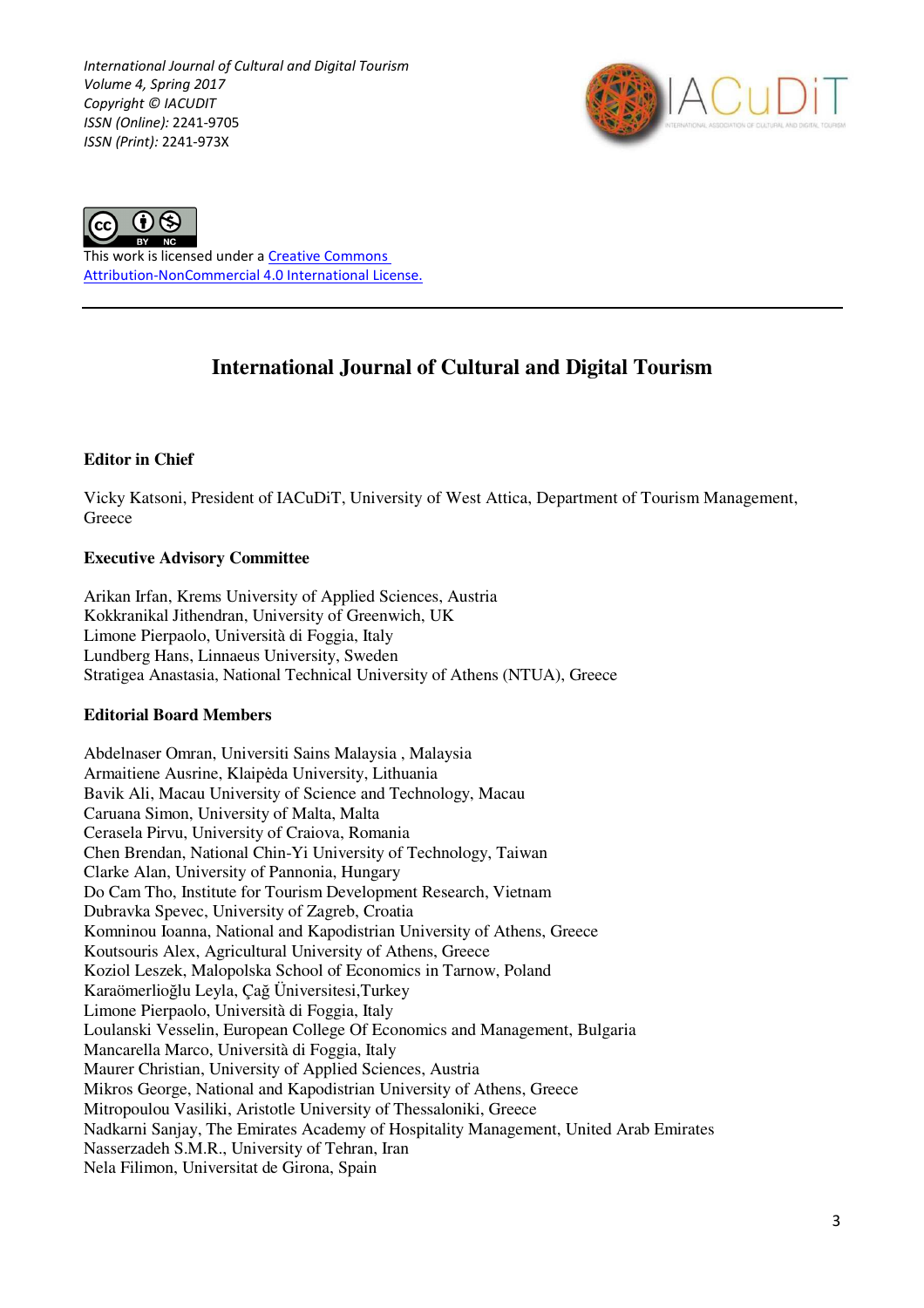*International Journal of Cultural and Digital Tourism*
*Volume 4, Spring 2017*
*Copyright © IACUDIT*
*ISSN (Online):* 2241-9705
*ISSN (Print):* 2241-973X

This work is licensed under a [Creative Commons Attribution-NonCommercial 4.0 International License.]

---

# International Journal of Cultural and Digital Tourism

### Editor in Chief

Vicky Katsoni, President of IACuDiT, University of West Attica, Department of Tourism Management, Greece

### Executive Advisory Committee

Arikan Irfan, Krems University of Applied Sciences, Austria
Kokkranikal Jithendran, University of Greenwich, UK
Limone Pierpaolo, Università di Foggia, Italy
Lundberg Hans, Linnaeus University, Sweden
Stratigea Anastasia, National Technical University of Athens (NTUA), Greece

### Editorial Board Members

Abdelnaser Omran, Universiti Sains Malaysia , Malaysia
Armaitiene Ausrine, Klaipėda University, Lithuania
Bavik Ali, Macau University of Science and Technology, Macau
Caruana Simon, University of Malta, Malta
Cerasela Pirvu, University of Craiova, Romania
Chen Brendan, National Chin-Yi University of Technology, Taiwan
Clarke Alan, University of Pannonia, Hungary
Do Cam Tho, Institute for Tourism Development Research, Vietnam
Dubravka Spevec, University of Zagreb, Croatia
Komninou Ioanna, National and Kapodistrian University of Athens, Greece
Koutsouris Alex, Agricultural University of Athens, Greece
Koziol Leszek, Malopolska School of Economics in Tarnow, Poland
Karaömerlioğlu Leyla, Çağ Üniversitesi,Turkey
Limone Pierpaolo, Università di Foggia, Italy
Loulanski Vesselin, European College Of Economics and Management, Bulgaria
Mancarella Marco, Università di Foggia, Italy
Maurer Christian, University of Applied Sciences, Austria
Mikros George, National and Kapodistrian University of Athens, Greece
Mitropoulou Vasiliki, Aristotle University of Thessaloniki, Greece
Nadkarni Sanjay, The Emirates Academy of Hospitality Management, United Arab Emirates
Nasserzadeh S.M.R., University of Tehran, Iran
Nela Filimon, Universitat de Girona, Spain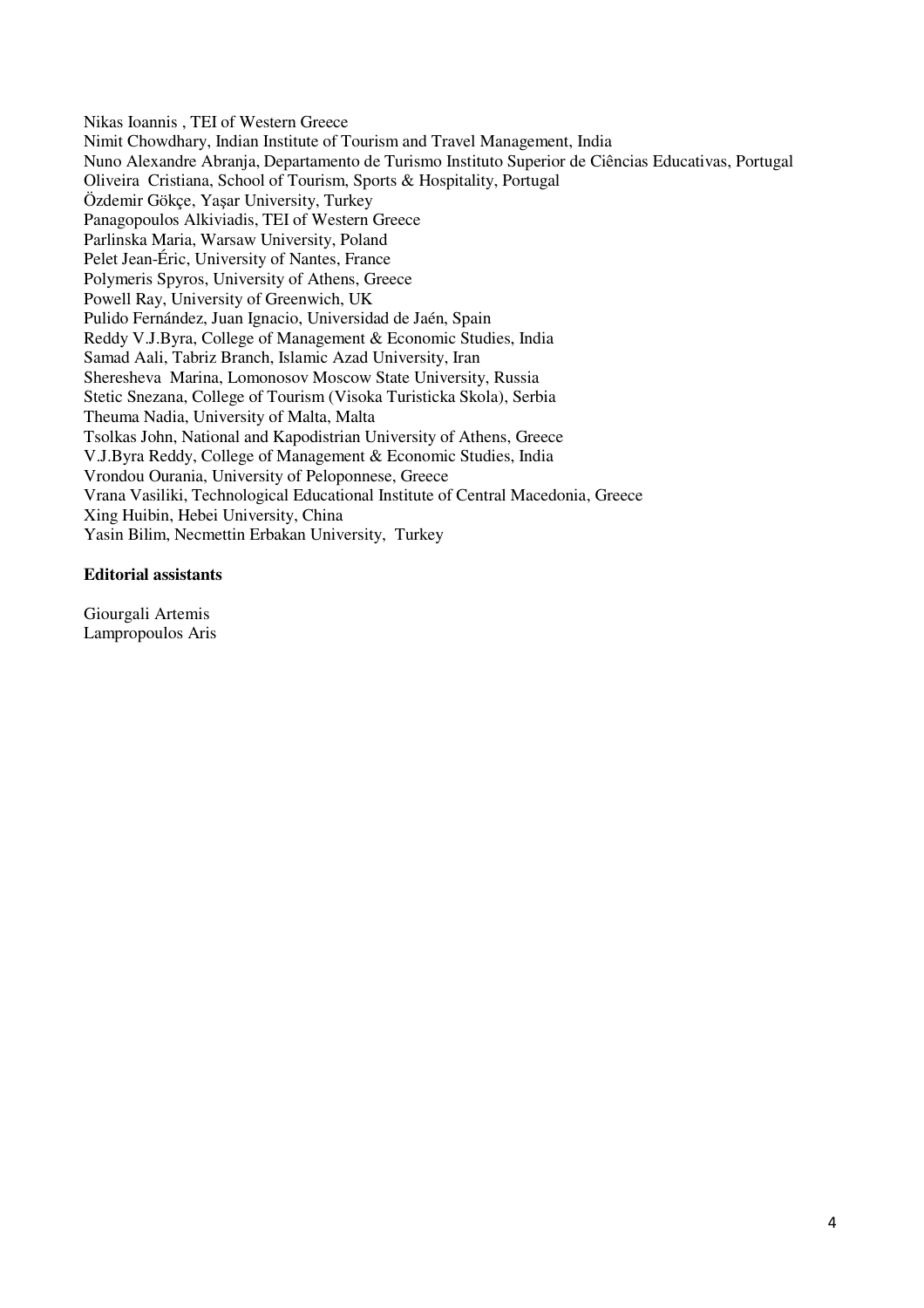Nikas Ioannis , TEI of Western Greece
Nimit Chowdhary, Indian Institute of Tourism and Travel Management, India
Nuno Alexandre Abranja, Departamento de Turismo Instituto Superior de Ciências Educativas, Portugal
Oliveira Cristiana, School of Tourism, Sports & Hospitality, Portugal
Özdemir Gökçe, Yaşar University, Turkey
Panagopoulos Alkiviadis, TEI of Western Greece
Parlinska Maria, Warsaw University, Poland
Pelet Jean-Éric, University of Nantes, France
Polymeris Spyros, University of Athens, Greece
Powell Ray, University of Greenwich, UK
Pulido Fernández, Juan Ignacio, Universidad de Jaén, Spain
Reddy V.J.Byra, College of Management & Economic Studies, India
Samad Aali, Tabriz Branch, Islamic Azad University, Iran
Sheresheva Marina, Lomonosov Moscow State University, Russia
Stetic Snezana, College of Tourism (Visoka Turisticka Skola), Serbia
Theuma Nadia, University of Malta, Malta
Tsolkas John, National and Kapodistrian University of Athens, Greece
V.J.Byra Reddy, College of Management & Economic Studies, India
Vrondou Ourania, University of Peloponnese, Greece
Vrana Vasiliki, Technological Educational Institute of Central Macedonia, Greece
Xing Huibin, Hebei University, China
Yasin Bilim, Necmettin Erbakan University, Turkey

**Editorial assistants**

Giourgali Artemis
Lampropoulos Aris